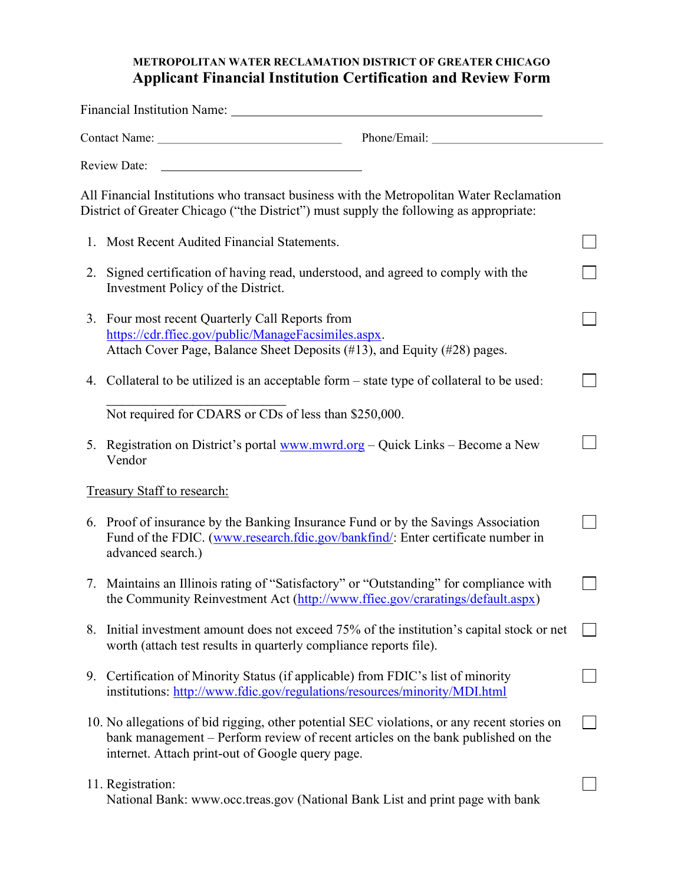**METROPOLITAN WATER RECLAMATION DISTRICT OF GREATER CHICAGO**

# Applicant Financial Institution Certification and Review Form

Financial Institution Name: ______________________________________________

Contact Name: ____________________________ Phone/Email: ___________________________

Review Date: ______________________________

All Financial Institutions who transact business with the Metropolitan Water Reclamation District of Greater Chicago ("the District") must supply the following as appropriate:

1. Most Recent Audited Financial Statements. ☐

2. Signed certification of having read, understood, and agreed to comply with the Investment Policy of the District. ☐

3. Four most recent Quarterly Call Reports from [https://cdr.ffiec.gov/public/ManageFacsimiles.aspx](https://cdr.ffiec.gov/public/ManageFacsimiles.aspx).  
   Attach Cover Page, Balance Sheet Deposits (#13), and Equity (#28) pages. ☐

4. Collateral to be utilized is an acceptable form – state type of collateral to be used: ☐

   ____________________________  
   Not required for CDARS or CDs of less than $250,000.

5. Registration on District's portal [www.mwrd.org](www.mwrd.org) – Quick Links – Become a New Vendor ☐

<u>Treasury Staff to research:</u>

6. Proof of insurance by the Banking Insurance Fund or by the Savings Association Fund of the FDIC. ([www.research.fdic.gov/bankfind/](www.research.fdic.gov/bankfind/): Enter certificate number in advanced search.) ☐

7. Maintains an Illinois rating of "Satisfactory" or "Outstanding" for compliance with the Community Reinvestment Act ([http://www.ffiec.gov/craratings/default.aspx](http://www.ffiec.gov/craratings/default.aspx)) ☐

8. Initial investment amount does not exceed 75% of the institution's capital stock or net worth (attach test results in quarterly compliance reports file). ☐

9. Certification of Minority Status (if applicable) from FDIC's list of minority institutions: [http://www.fdic.gov/regulations/resources/minority/MDI.html](http://www.fdic.gov/regulations/resources/minority/MDI.html) ☐

10. No allegations of bid rigging, other potential SEC violations, or any recent stories on bank management – Perform review of recent articles on the bank published on the internet. Attach print-out of Google query page. ☐

11. Registration: ☐  
    National Bank: www.occ.treas.gov (National Bank List and print page with bank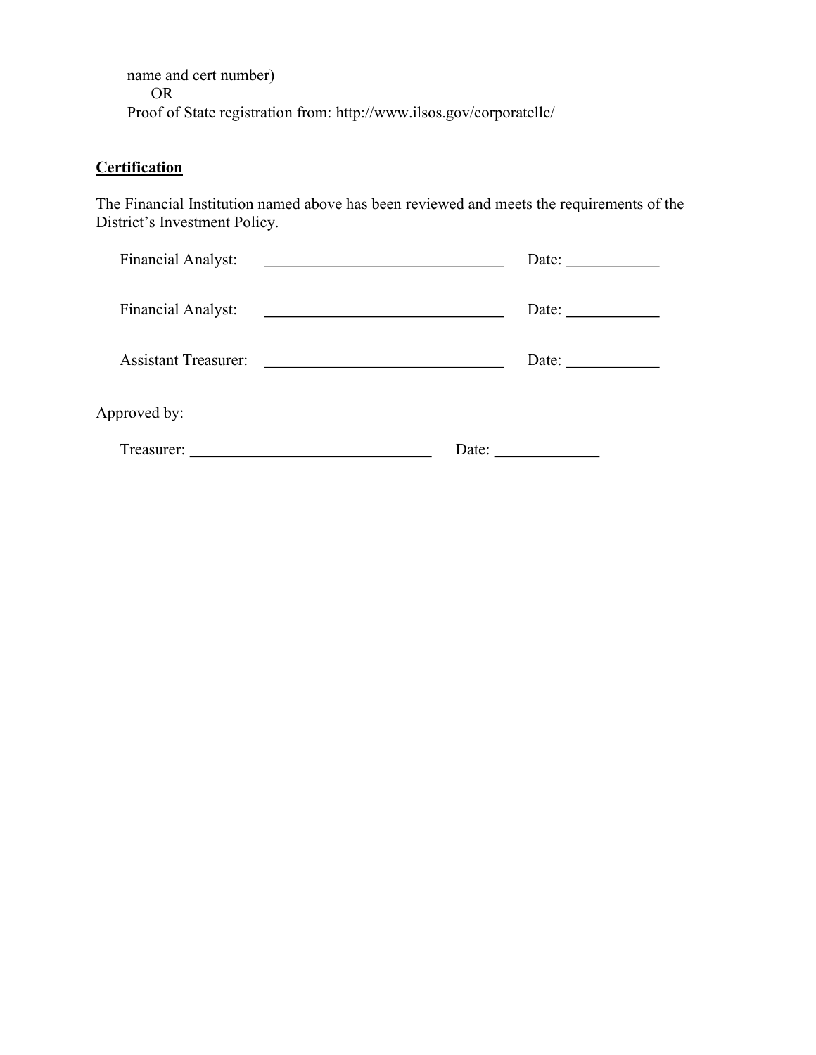name and cert number)
OR
Proof of State registration from: http://www.ilsos.gov/corporatellc/

**Certification**

The Financial Institution named above has been reviewed and meets the requirements of the District's Investment Policy.

Financial Analyst: _______________________________ Date: ____________

Financial Analyst: _______________________________ Date: ____________

Assistant Treasurer: _______________________________ Date: ____________

Approved by:

Treasurer: _______________________________ Date: _____________